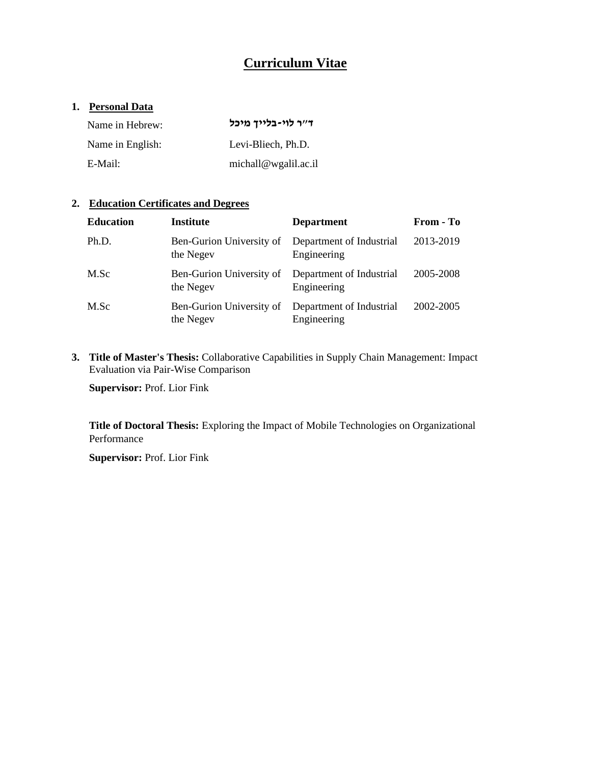# Curriculum Vitae

## 1. Personal Data

| | |
|---|---|
| Name in Hebrew: | **ד"ר לוי-בלייך מיכל** |
| Name in English: | Levi-Bliech, Ph.D. |
| E-Mail: | michall@wgalil.ac.il |

## 2. Education Certificates and Degrees

| Education | Institute | Department | From - To |
|---|---|---|---|
| Ph.D. | Ben-Gurion University of the Negev | Department of Industrial Engineering | 2013-2019 |
| M.Sc | Ben-Gurion University of the Negev | Department of Industrial Engineering | 2005-2008 |
| M.Sc | Ben-Gurion University of the Negev | Department of Industrial Engineering | 2002-2005 |

## 3. **Title of Master's Thesis:** Collaborative Capabilities in Supply Chain Management: Impact Evaluation via Pair-Wise Comparison

**Supervisor:** Prof. Lior Fink

**Title of Doctoral Thesis:** Exploring the Impact of Mobile Technologies on Organizational Performance

**Supervisor:** Prof. Lior Fink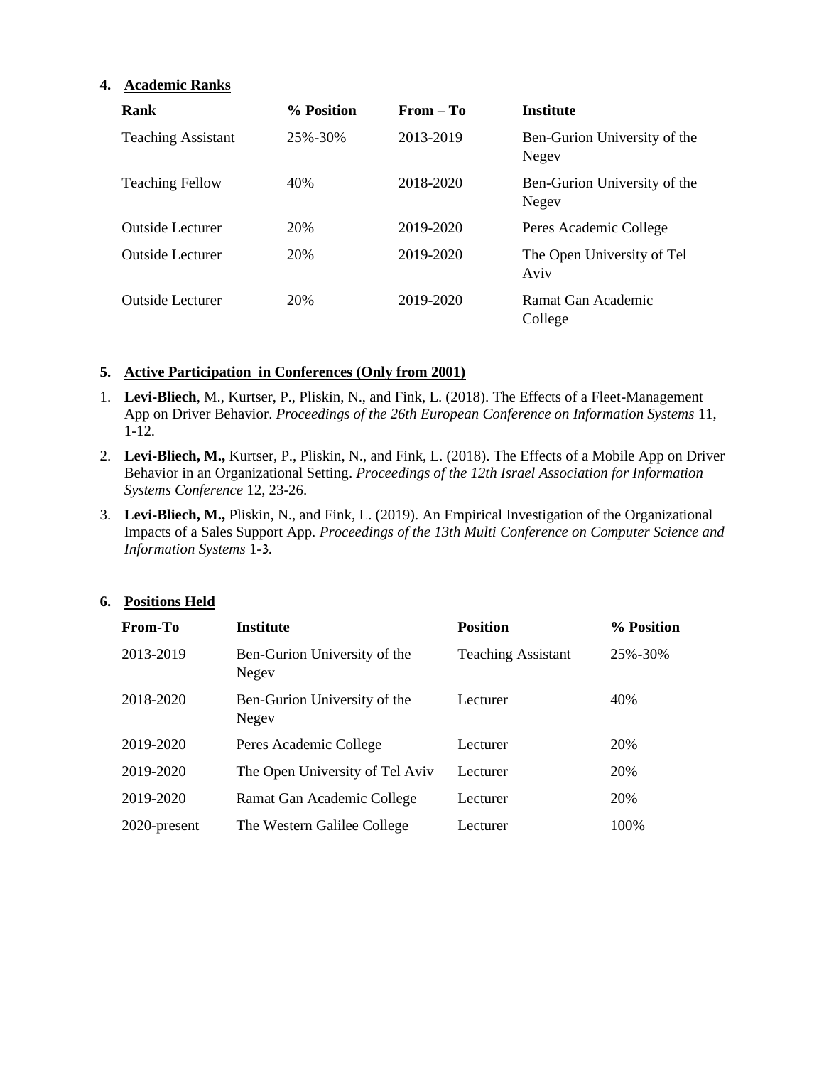## 4. Academic Ranks

| Rank | % Position | From – To | Institute |
|---|---|---|---|
| Teaching Assistant | 25%-30% | 2013-2019 | Ben-Gurion University of the Negev |
| Teaching Fellow | 40% | 2018-2020 | Ben-Gurion University of the Negev |
| Outside Lecturer | 20% | 2019-2020 | Peres Academic College |
| Outside Lecturer | 20% | 2019-2020 | The Open University of Tel Aviv |
| Outside Lecturer | 20% | 2019-2020 | Ramat Gan Academic College |

## 5. Active Participation in Conferences (Only from 2001)

1. **Levi-Bliech**, M., Kurtser, P., Pliskin, N., and Fink, L. (2018). The Effects of a Fleet-Management App on Driver Behavior. *Proceedings of the 26th European Conference on Information Systems* 11, 1-12.
2. **Levi-Bliech, M.,** Kurtser, P., Pliskin, N., and Fink, L. (2018). The Effects of a Mobile App on Driver Behavior in an Organizational Setting. *Proceedings of the 12th Israel Association for Information Systems Conference* 12, 23-26.
3. **Levi-Bliech, M.,** Pliskin, N., and Fink, L. (2019). An Empirical Investigation of the Organizational Impacts of a Sales Support App. *Proceedings of the 13th Multi Conference on Computer Science and Information Systems* 1-3.

## 6. Positions Held

| From-To | Institute | Position | % Position |
|---|---|---|---|
| 2013-2019 | Ben-Gurion University of the Negev | Teaching Assistant | 25%-30% |
| 2018-2020 | Ben-Gurion University of the Negev | Lecturer | 40% |
| 2019-2020 | Peres Academic College | Lecturer | 20% |
| 2019-2020 | The Open University of Tel Aviv | Lecturer | 20% |
| 2019-2020 | Ramat Gan Academic College | Lecturer | 20% |
| 2020-present | The Western Galilee College | Lecturer | 100% |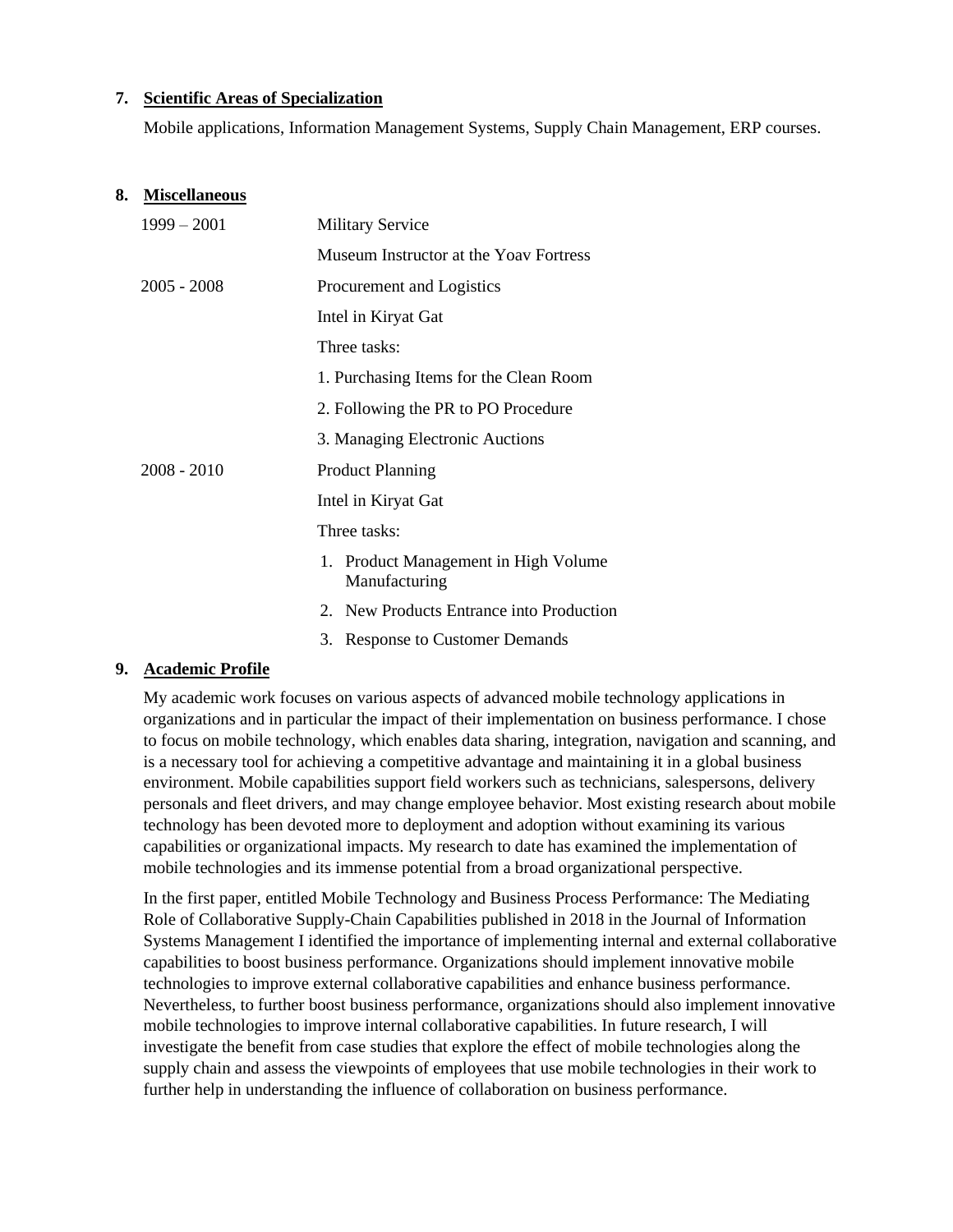## 7. Scientific Areas of Specialization

Mobile applications, Information Management Systems, Supply Chain Management, ERP courses.

## 8. Miscellaneous

| | |
|---|---|
| 1999 – 2001 | Military Service |
| | Museum Instructor at the Yoav Fortress |
| 2005 - 2008 | Procurement and Logistics |
| | Intel in Kiryat Gat |
| | Three tasks: |
| | 1. Purchasing Items for the Clean Room |
| | 2. Following the PR to PO Procedure |
| | 3. Managing Electronic Auctions |
| 2008 - 2010 | Product Planning |
| | Intel in Kiryat Gat |
| | Three tasks: |
| | 1. Product Management in High Volume Manufacturing |
| | 2. New Products Entrance into Production |
| | 3. Response to Customer Demands |

## 9. Academic Profile

My academic work focuses on various aspects of advanced mobile technology applications in organizations and in particular the impact of their implementation on business performance. I chose to focus on mobile technology, which enables data sharing, integration, navigation and scanning, and is a necessary tool for achieving a competitive advantage and maintaining it in a global business environment. Mobile capabilities support field workers such as technicians, salespersons, delivery personals and fleet drivers, and may change employee behavior. Most existing research about mobile technology has been devoted more to deployment and adoption without examining its various capabilities or organizational impacts. My research to date has examined the implementation of mobile technologies and its immense potential from a broad organizational perspective.

In the first paper, entitled Mobile Technology and Business Process Performance: The Mediating Role of Collaborative Supply-Chain Capabilities published in 2018 in the Journal of Information Systems Management I identified the importance of implementing internal and external collaborative capabilities to boost business performance. Organizations should implement innovative mobile technologies to improve external collaborative capabilities and enhance business performance. Nevertheless, to further boost business performance, organizations should also implement innovative mobile technologies to improve internal collaborative capabilities. In future research, I will investigate the benefit from case studies that explore the effect of mobile technologies along the supply chain and assess the viewpoints of employees that use mobile technologies in their work to further help in understanding the influence of collaboration on business performance.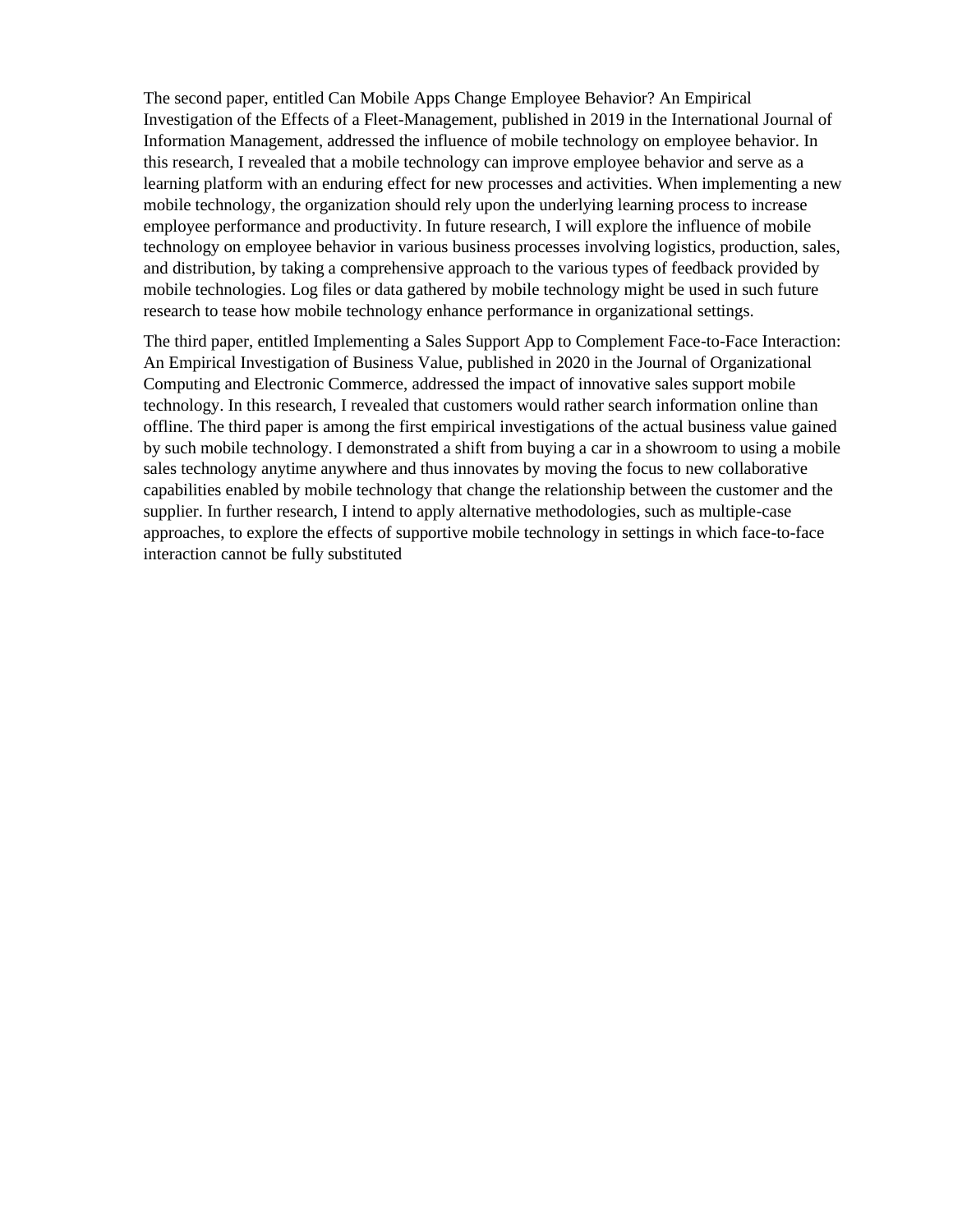The second paper, entitled Can Mobile Apps Change Employee Behavior? An Empirical Investigation of the Effects of a Fleet-Management, published in 2019 in the International Journal of Information Management, addressed the influence of mobile technology on employee behavior. In this research, I revealed that a mobile technology can improve employee behavior and serve as a learning platform with an enduring effect for new processes and activities. When implementing a new mobile technology, the organization should rely upon the underlying learning process to increase employee performance and productivity. In future research, I will explore the influence of mobile technology on employee behavior in various business processes involving logistics, production, sales, and distribution, by taking a comprehensive approach to the various types of feedback provided by mobile technologies. Log files or data gathered by mobile technology might be used in such future research to tease how mobile technology enhance performance in organizational settings.

The third paper, entitled Implementing a Sales Support App to Complement Face-to-Face Interaction: An Empirical Investigation of Business Value, published in 2020 in the Journal of Organizational Computing and Electronic Commerce, addressed the impact of innovative sales support mobile technology. In this research, I revealed that customers would rather search information online than offline. The third paper is among the first empirical investigations of the actual business value gained by such mobile technology. I demonstrated a shift from buying a car in a showroom to using a mobile sales technology anytime anywhere and thus innovates by moving the focus to new collaborative capabilities enabled by mobile technology that change the relationship between the customer and the supplier. In further research, I intend to apply alternative methodologies, such as multiple-case approaches, to explore the effects of supportive mobile technology in settings in which face-to-face interaction cannot be fully substituted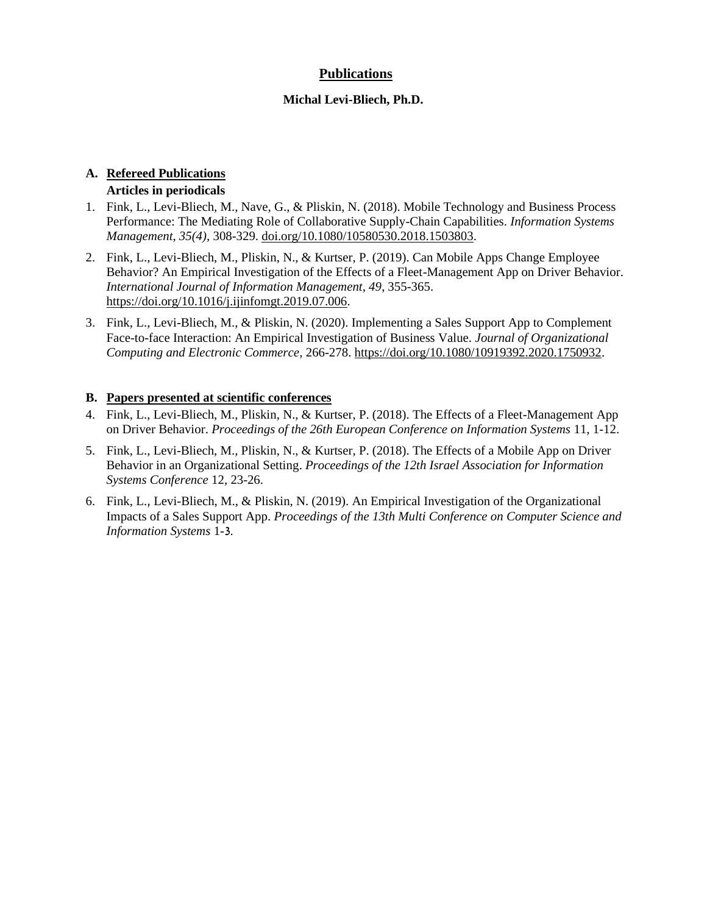# Publications

**Michal Levi-Bliech, Ph.D.**

**A. Refereed Publications**

**Articles in periodicals**

1. Fink, L., Levi-Bliech, M., Nave, G., & Pliskin, N. (2018). Mobile Technology and Business Process Performance: The Mediating Role of Collaborative Supply-Chain Capabilities. *Information Systems Management, 35(4),* 308-329. doi.org/10.1080/10580530.2018.1503803.
2. Fink, L., Levi-Bliech, M., Pliskin, N., & Kurtser, P. (2019). Can Mobile Apps Change Employee Behavior? An Empirical Investigation of the Effects of a Fleet-Management App on Driver Behavior. *International Journal of Information Management, 49*, 355-365. https://doi.org/10.1016/j.ijinfomgt.2019.07.006.
3. Fink, L., Levi-Bliech, M., & Pliskin, N. (2020). Implementing a Sales Support App to Complement Face-to-face Interaction: An Empirical Investigation of Business Value. *Journal of Organizational Computing and Electronic Commerce*, 266-278. https://doi.org/10.1080/10919392.2020.1750932.

**B. Papers presented at scientific conferences**

4. Fink, L., Levi-Bliech, M., Pliskin, N., & Kurtser, P. (2018). The Effects of a Fleet-Management App on Driver Behavior. *Proceedings of the 26th European Conference on Information Systems* 11, 1-12.
5. Fink, L., Levi-Bliech, M., Pliskin, N., & Kurtser, P. (2018). The Effects of a Mobile App on Driver Behavior in an Organizational Setting. *Proceedings of the 12th Israel Association for Information Systems Conference* 12, 23-26.
6. Fink, L., Levi-Bliech, M., & Pliskin, N. (2019). An Empirical Investigation of the Organizational Impacts of a Sales Support App. *Proceedings of the 13th Multi Conference on Computer Science and Information Systems* 1-3.